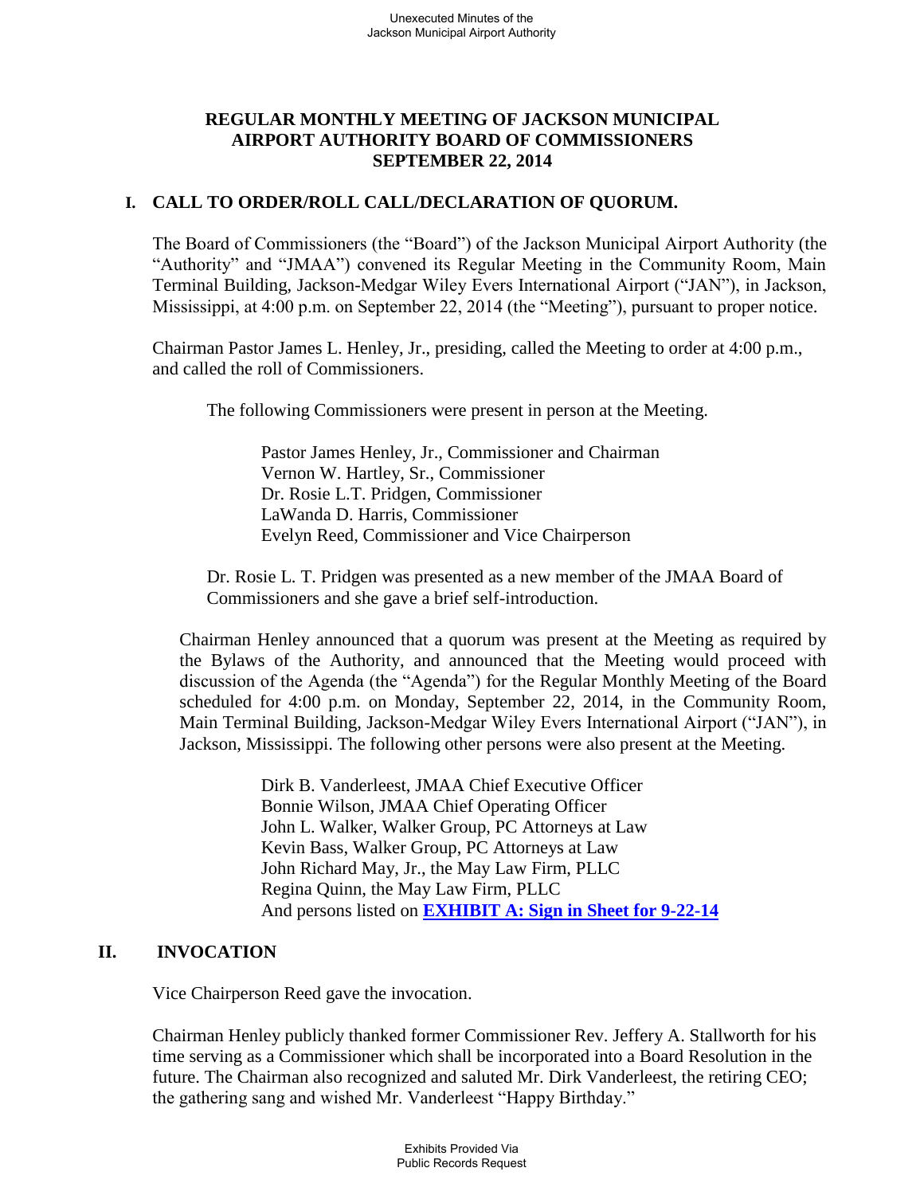# REGULAR MONTHLY MEETING OF JACKSON MUNICIPAL AIRPORT AUTHORITY BOARD OF COMMISSIONERS SEPTEMBER 22, 2014

## I. CALL TO ORDER/ROLL CALL/DECLARATION OF QUORUM.

The Board of Commissioners (the "Board") of the Jackson Municipal Airport Authority (the "Authority" and "JMAA") convened its Regular Meeting in the Community Room, Main Terminal Building, Jackson-Medgar Wiley Evers International Airport ("JAN"), in Jackson, Mississippi, at 4:00 p.m. on September 22, 2014 (the "Meeting"), pursuant to proper notice.

Chairman Pastor James L. Henley, Jr., presiding, called the Meeting to order at 4:00 p.m., and called the roll of Commissioners.

The following Commissioners were present in person at the Meeting.

Pastor James Henley, Jr., Commissioner and Chairman
Vernon W. Hartley, Sr., Commissioner
Dr. Rosie L.T. Pridgen, Commissioner
LaWanda D. Harris, Commissioner
Evelyn Reed, Commissioner and Vice Chairperson

Dr. Rosie L. T. Pridgen was presented as a new member of the JMAA Board of Commissioners and she gave a brief self-introduction.

Chairman Henley announced that a quorum was present at the Meeting as required by the Bylaws of the Authority, and announced that the Meeting would proceed with discussion of the Agenda (the "Agenda") for the Regular Monthly Meeting of the Board scheduled for 4:00 p.m. on Monday, September 22, 2014, in the Community Room, Main Terminal Building, Jackson-Medgar Wiley Evers International Airport ("JAN"), in Jackson, Mississippi. The following other persons were also present at the Meeting.

Dirk B. Vanderleest, JMAA Chief Executive Officer
Bonnie Wilson, JMAA Chief Operating Officer
John L. Walker, Walker Group, PC Attorneys at Law
Kevin Bass, Walker Group, PC Attorneys at Law
John Richard May, Jr., the May Law Firm, PLLC
Regina Quinn, the May Law Firm, PLLC
And persons listed on **EXHIBIT A: Sign in Sheet for 9-22-14**

## II. INVOCATION

Vice Chairperson Reed gave the invocation.

Chairman Henley publicly thanked former Commissioner Rev. Jeffery A. Stallworth for his time serving as a Commissioner which shall be incorporated into a Board Resolution in the future. The Chairman also recognized and saluted Mr. Dirk Vanderleest, the retiring CEO; the gathering sang and wished Mr. Vanderleest "Happy Birthday."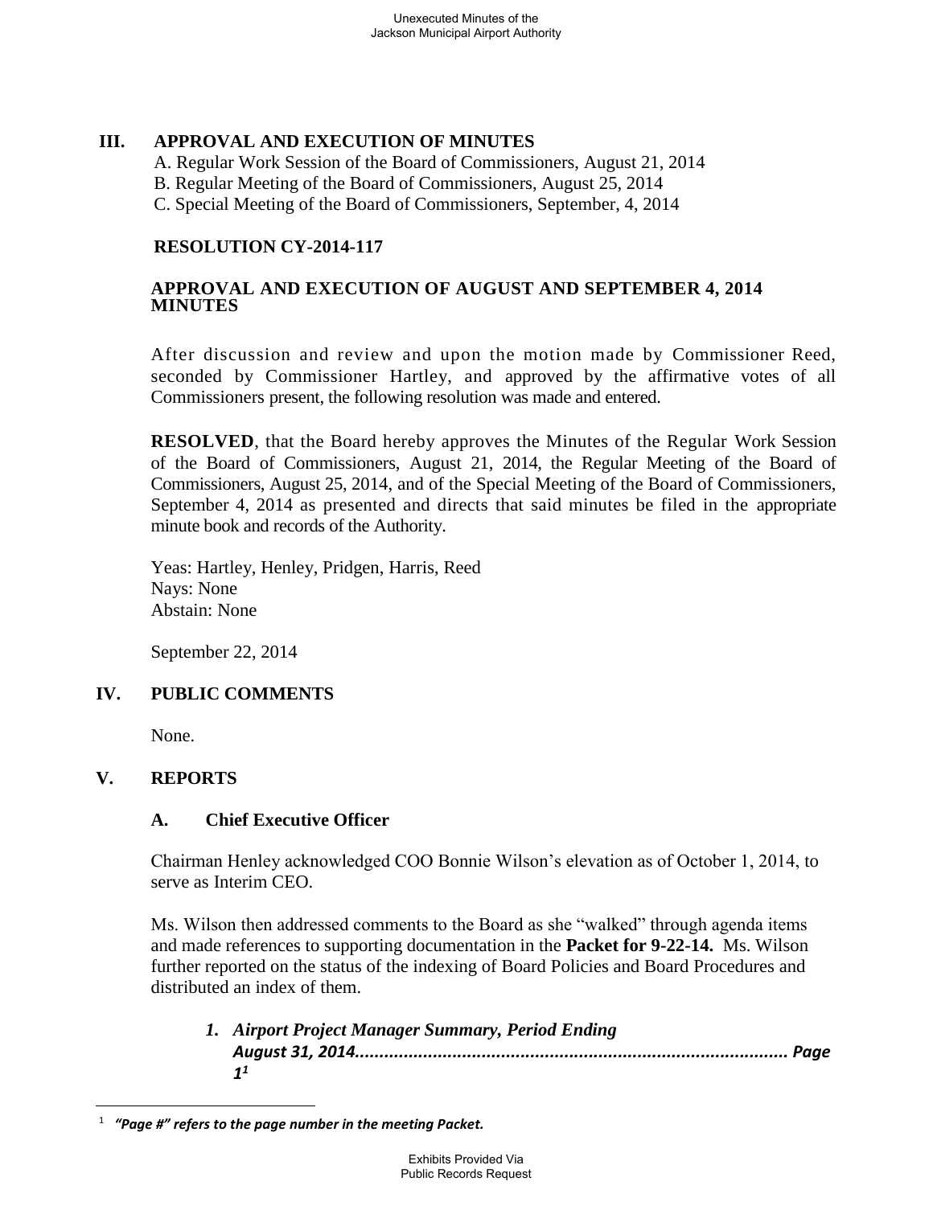## III. APPROVAL AND EXECUTION OF MINUTES

A. Regular Work Session of the Board of Commissioners, August 21, 2014
B. Regular Meeting of the Board of Commissioners, August 25, 2014
C. Special Meeting of the Board of Commissioners, September, 4, 2014

**RESOLUTION CY-2014-117**

**APPROVAL AND EXECUTION OF AUGUST AND SEPTEMBER 4, 2014 MINUTES**

After discussion and review and upon the motion made by Commissioner Reed, seconded by Commissioner Hartley, and approved by the affirmative votes of all Commissioners present, the following resolution was made and entered.

**RESOLVED**, that the Board hereby approves the Minutes of the Regular Work Session of the Board of Commissioners, August 21, 2014, the Regular Meeting of the Board of Commissioners, August 25, 2014, and of the Special Meeting of the Board of Commissioners, September 4, 2014 as presented and directs that said minutes be filed in the appropriate minute book and records of the Authority.

Yeas: Hartley, Henley, Pridgen, Harris, Reed
Nays: None
Abstain: None

September 22, 2014

## IV. PUBLIC COMMENTS

None.

## V. REPORTS

### A. Chief Executive Officer

Chairman Henley acknowledged COO Bonnie Wilson's elevation as of October 1, 2014, to serve as Interim CEO.

Ms. Wilson then addressed comments to the Board as she "walked" through agenda items and made references to supporting documentation in the **Packet for 9-22-14.** Ms. Wilson further reported on the status of the indexing of Board Policies and Board Procedures and distributed an index of them.

1. ***Airport Project Manager Summary, Period Ending August 31, 2014........................................................................................ Page 1***[1]

---

[1] ***"Page #" refers to the page number in the meeting Packet.***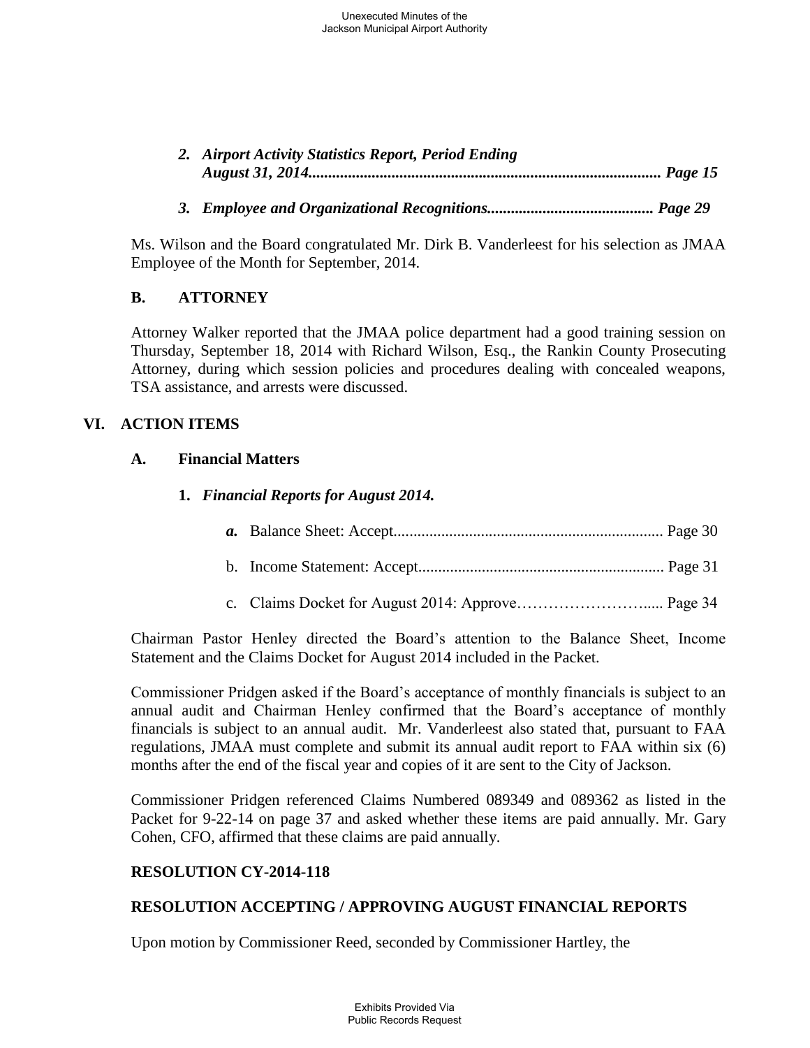2. ***Airport Activity Statistics Report, Period Ending August 31, 2014......................................................................................... Page 15***

3. ***Employee and Organizational Recognitions.......................................... Page 29***

Ms. Wilson and the Board congratulated Mr. Dirk B. Vanderleest for his selection as JMAA Employee of the Month for September, 2014.

### B. ATTORNEY

Attorney Walker reported that the JMAA police department had a good training session on Thursday, September 18, 2014 with Richard Wilson, Esq., the Rankin County Prosecuting Attorney, during which session policies and procedures dealing with concealed weapons, TSA assistance, and arrests were discussed.

## VI. ACTION ITEMS

### A. Financial Matters

**1.** ***Financial Reports for August 2014.***

***a.*** Balance Sheet: Accept.................................................................... Page 30

b. Income Statement: Accept.............................................................. Page 31

c. Claims Docket for August 2014: Approve……………………..... Page 34

Chairman Pastor Henley directed the Board's attention to the Balance Sheet, Income Statement and the Claims Docket for August 2014 included in the Packet.

Commissioner Pridgen asked if the Board's acceptance of monthly financials is subject to an annual audit and Chairman Henley confirmed that the Board's acceptance of monthly financials is subject to an annual audit. Mr. Vanderleest also stated that, pursuant to FAA regulations, JMAA must complete and submit its annual audit report to FAA within six (6) months after the end of the fiscal year and copies of it are sent to the City of Jackson.

Commissioner Pridgen referenced Claims Numbered 089349 and 089362 as listed in the Packet for 9-22-14 on page 37 and asked whether these items are paid annually. Mr. Gary Cohen, CFO, affirmed that these claims are paid annually.

**RESOLUTION CY-2014-118**

**RESOLUTION ACCEPTING / APPROVING AUGUST FINANCIAL REPORTS**

Upon motion by Commissioner Reed, seconded by Commissioner Hartley, the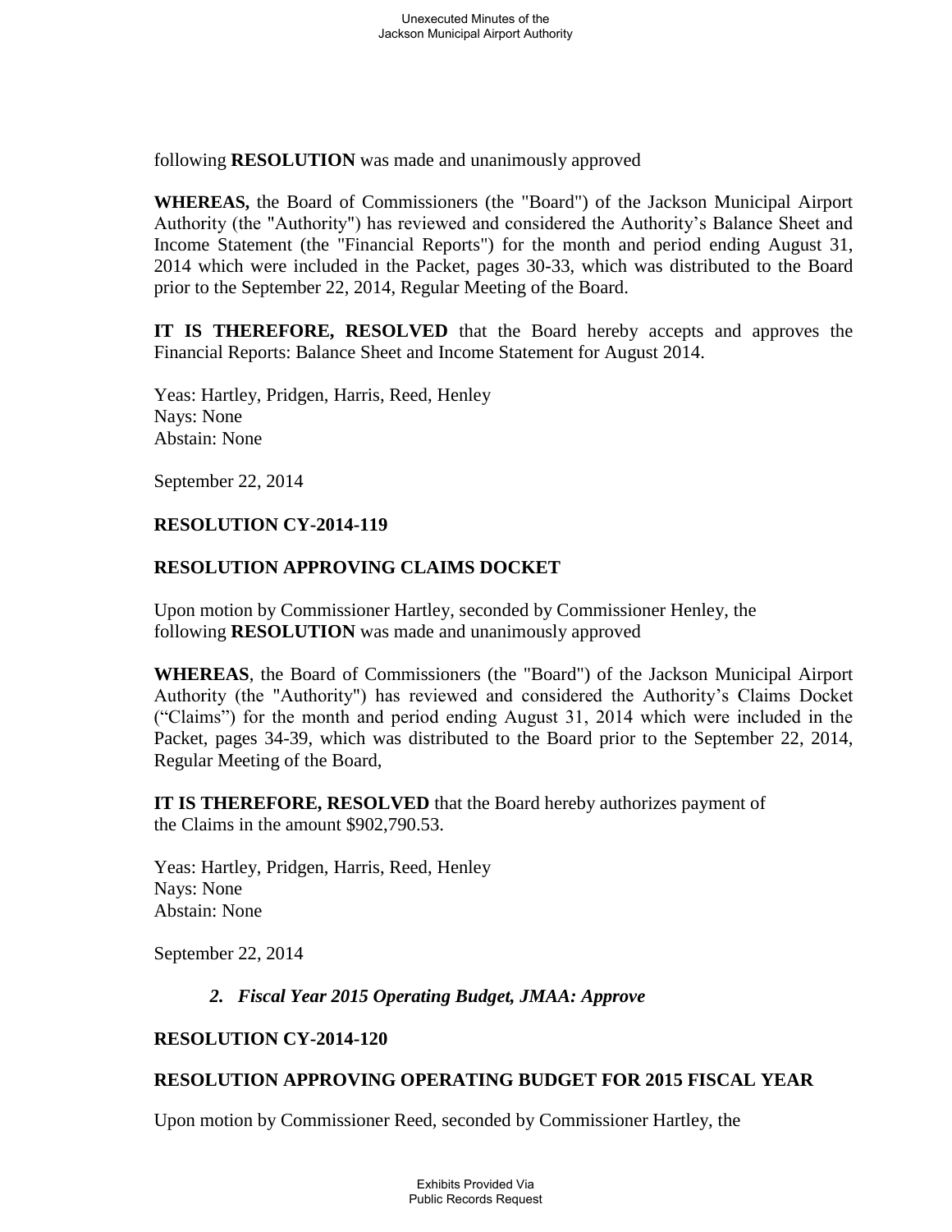following **RESOLUTION** was made and unanimously approved

**WHEREAS,** the Board of Commissioners (the "Board") of the Jackson Municipal Airport Authority (the "Authority") has reviewed and considered the Authority's Balance Sheet and Income Statement (the "Financial Reports") for the month and period ending August 31, 2014 which were included in the Packet, pages 30-33, which was distributed to the Board prior to the September 22, 2014, Regular Meeting of the Board.

**IT IS THEREFORE, RESOLVED** that the Board hereby accepts and approves the Financial Reports: Balance Sheet and Income Statement for August 2014.

Yeas: Hartley, Pridgen, Harris, Reed, Henley
Nays: None
Abstain: None

September 22, 2014

**RESOLUTION CY-2014-119**

**RESOLUTION APPROVING CLAIMS DOCKET**

Upon motion by Commissioner Hartley, seconded by Commissioner Henley, the following **RESOLUTION** was made and unanimously approved

**WHEREAS**, the Board of Commissioners (the "Board") of the Jackson Municipal Airport Authority (the "Authority") has reviewed and considered the Authority's Claims Docket ("Claims") for the month and period ending August 31, 2014 which were included in the Packet, pages 34-39, which was distributed to the Board prior to the September 22, 2014, Regular Meeting of the Board,

**IT IS THEREFORE, RESOLVED** that the Board hereby authorizes payment of the Claims in the amount $902,790.53.

Yeas: Hartley, Pridgen, Harris, Reed, Henley
Nays: None
Abstain: None

September 22, 2014

***2. Fiscal Year 2015 Operating Budget, JMAA: Approve***

**RESOLUTION CY-2014-120**

**RESOLUTION APPROVING OPERATING BUDGET FOR 2015 FISCAL YEAR**

Upon motion by Commissioner Reed, seconded by Commissioner Hartley, the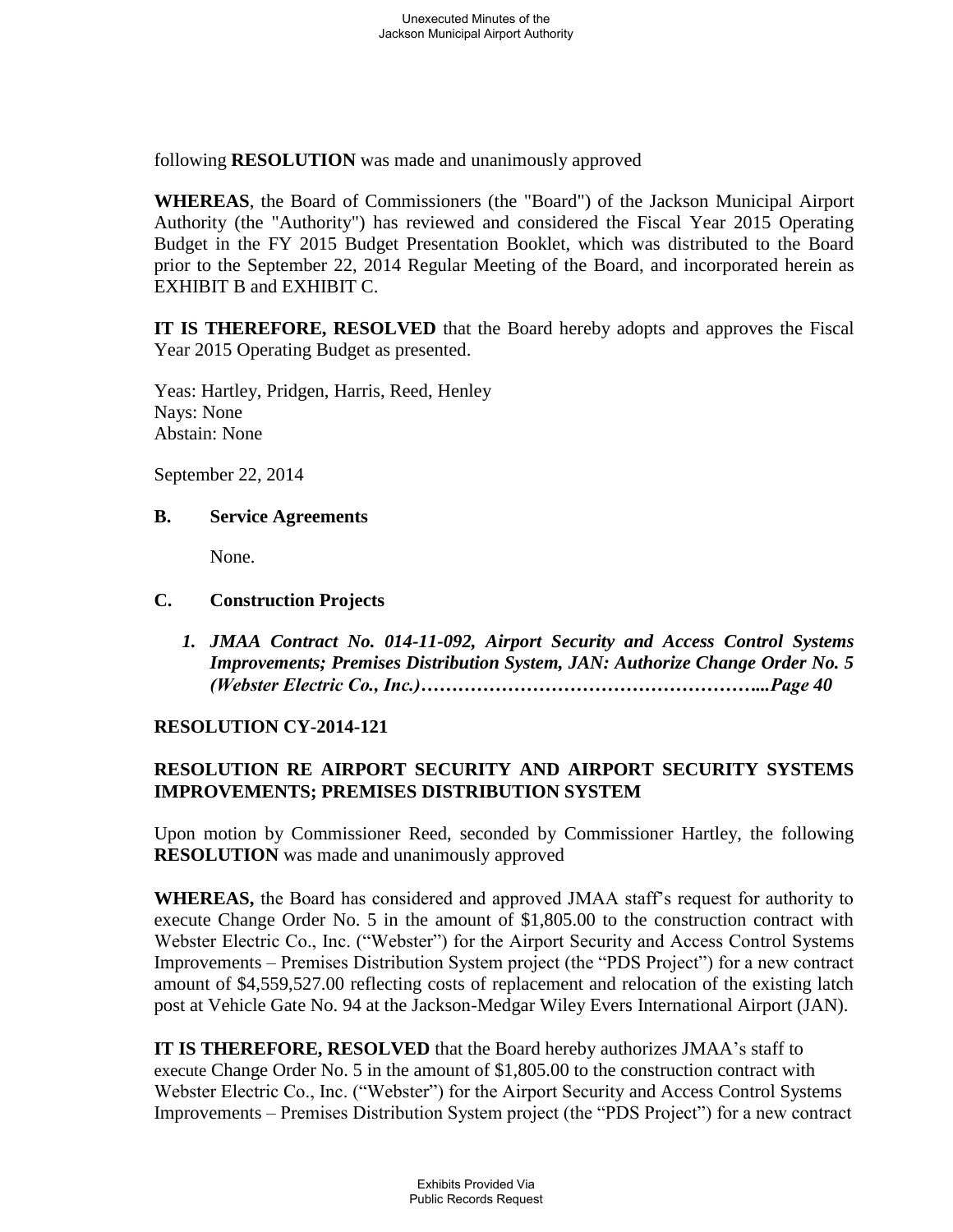following **RESOLUTION** was made and unanimously approved

**WHEREAS**, the Board of Commissioners (the "Board") of the Jackson Municipal Airport Authority (the "Authority") has reviewed and considered the Fiscal Year 2015 Operating Budget in the FY 2015 Budget Presentation Booklet, which was distributed to the Board prior to the September 22, 2014 Regular Meeting of the Board, and incorporated herein as EXHIBIT B and EXHIBIT C.

**IT IS THEREFORE, RESOLVED** that the Board hereby adopts and approves the Fiscal Year 2015 Operating Budget as presented.

Yeas: Hartley, Pridgen, Harris, Reed, Henley
Nays: None
Abstain: None

September 22, 2014

**B. Service Agreements**

None.

**C. Construction Projects**

***1. JMAA Contract No. 014-11-092, Airport Security and Access Control Systems Improvements; Premises Distribution System, JAN: Authorize Change Order No. 5 (Webster Electric Co., Inc.)………………………………………………...Page 40***

**RESOLUTION CY-2014-121**

**RESOLUTION RE AIRPORT SECURITY AND AIRPORT SECURITY SYSTEMS IMPROVEMENTS; PREMISES DISTRIBUTION SYSTEM**

Upon motion by Commissioner Reed, seconded by Commissioner Hartley, the following **RESOLUTION** was made and unanimously approved

**WHEREAS,** the Board has considered and approved JMAA staff's request for authority to execute Change Order No. 5 in the amount of $1,805.00 to the construction contract with Webster Electric Co., Inc. ("Webster") for the Airport Security and Access Control Systems Improvements – Premises Distribution System project (the "PDS Project") for a new contract amount of $4,559,527.00 reflecting costs of replacement and relocation of the existing latch post at Vehicle Gate No. 94 at the Jackson-Medgar Wiley Evers International Airport (JAN).

**IT IS THEREFORE, RESOLVED** that the Board hereby authorizes JMAA's staff to execute Change Order No. 5 in the amount of $1,805.00 to the construction contract with Webster Electric Co., Inc. ("Webster") for the Airport Security and Access Control Systems Improvements – Premises Distribution System project (the "PDS Project") for a new contract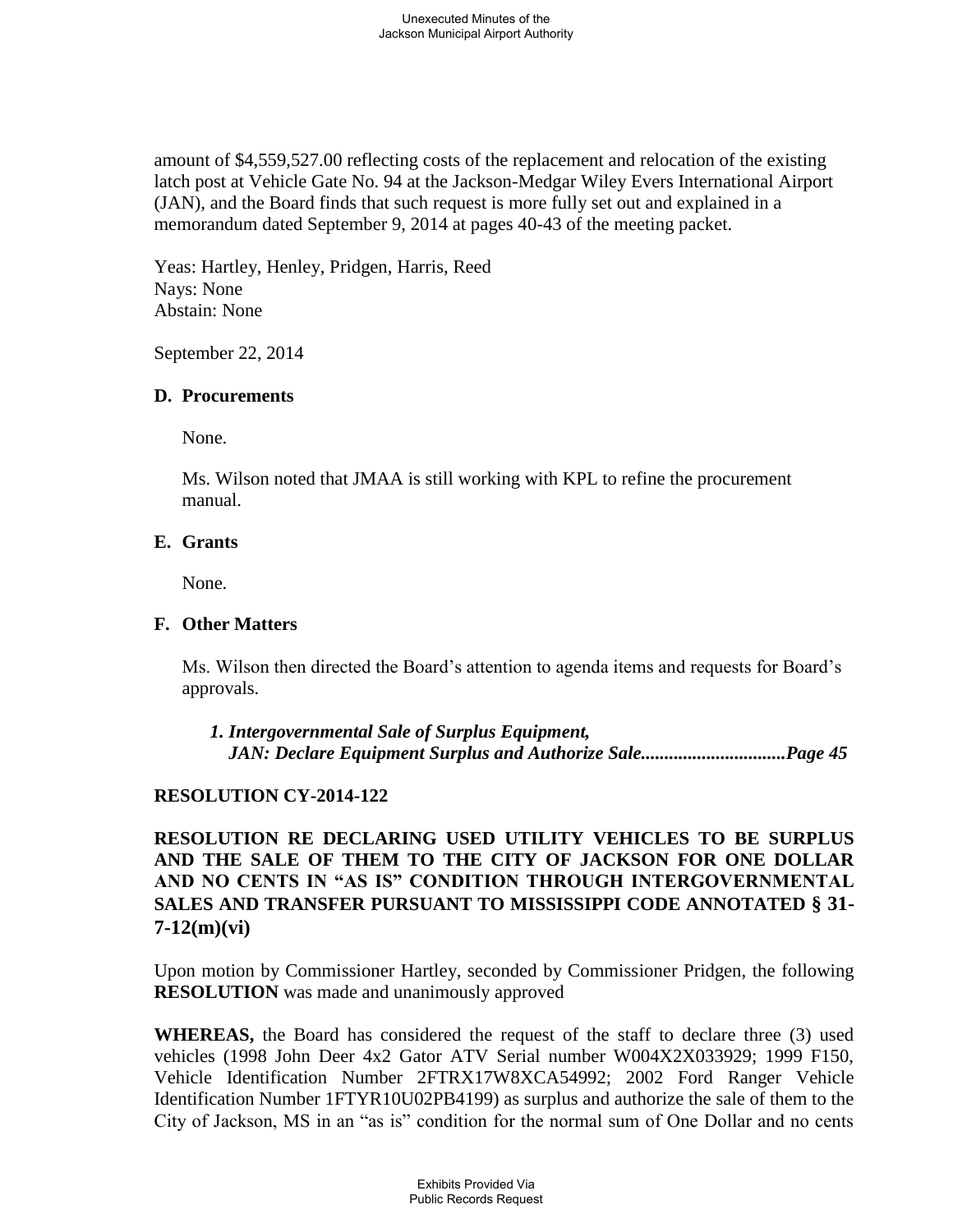amount of $4,559,527.00 reflecting costs of the replacement and relocation of the existing latch post at Vehicle Gate No. 94 at the Jackson-Medgar Wiley Evers International Airport (JAN), and the Board finds that such request is more fully set out and explained in a memorandum dated September 9, 2014 at pages 40-43 of the meeting packet.

Yeas: Hartley, Henley, Pridgen, Harris, Reed
Nays: None
Abstain: None

September 22, 2014

### D. Procurements

None.

Ms. Wilson noted that JMAA is still working with KPL to refine the procurement manual.

### E. Grants

None.

### F. Other Matters

Ms. Wilson then directed the Board's attention to agenda items and requests for Board's approvals.

***1. Intergovernmental Sale of Surplus Equipment, JAN: Declare Equipment Surplus and Authorize Sale...............................Page 45***

**RESOLUTION CY-2014-122**

**RESOLUTION RE DECLARING USED UTILITY VEHICLES TO BE SURPLUS AND THE SALE OF THEM TO THE CITY OF JACKSON FOR ONE DOLLAR AND NO CENTS IN "AS IS" CONDITION THROUGH INTERGOVERNMENTAL SALES AND TRANSFER PURSUANT TO MISSISSIPPI CODE ANNOTATED § 31-7-12(m)(vi)**

Upon motion by Commissioner Hartley, seconded by Commissioner Pridgen, the following **RESOLUTION** was made and unanimously approved

**WHEREAS,** the Board has considered the request of the staff to declare three (3) used vehicles (1998 John Deer 4x2 Gator ATV Serial number W004X2X033929; 1999 F150, Vehicle Identification Number 2FTRX17W8XCA54992; 2002 Ford Ranger Vehicle Identification Number 1FTYR10U02PB4199) as surplus and authorize the sale of them to the City of Jackson, MS in an "as is" condition for the normal sum of One Dollar and no cents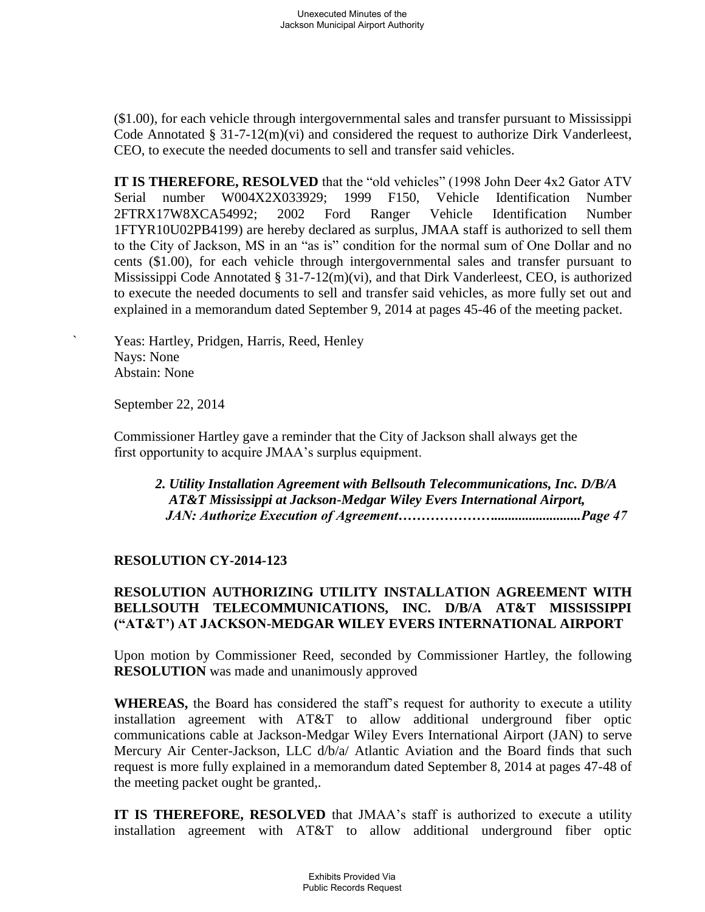($1.00), for each vehicle through intergovernmental sales and transfer pursuant to Mississippi Code Annotated § 31-7-12(m)(vi) and considered the request to authorize Dirk Vanderleest, CEO, to execute the needed documents to sell and transfer said vehicles.

**IT IS THEREFORE, RESOLVED** that the "old vehicles" (1998 John Deer 4x2 Gator ATV Serial number W004X2X033929; 1999 F150, Vehicle Identification Number 2FTRX17W8XCA54992; 2002 Ford Ranger Vehicle Identification Number 1FTYR10U02PB4199) are hereby declared as surplus, JMAA staff is authorized to sell them to the City of Jackson, MS in an "as is" condition for the normal sum of One Dollar and no cents ($1.00), for each vehicle through intergovernmental sales and transfer pursuant to Mississippi Code Annotated § 31-7-12(m)(vi), and that Dirk Vanderleest, CEO, is authorized to execute the needed documents to sell and transfer said vehicles, as more fully set out and explained in a memorandum dated September 9, 2014 at pages 45-46 of the meeting packet.

Yeas: Hartley, Pridgen, Harris, Reed, Henley
Nays: None
Abstain: None

September 22, 2014

Commissioner Hartley gave a reminder that the City of Jackson shall always get the first opportunity to acquire JMAA's surplus equipment.

***2. Utility Installation Agreement with Bellsouth Telecommunications, Inc. D/B/A AT&T Mississippi at Jackson-Medgar Wiley Evers International Airport, JAN: Authorize Execution of Agreement…………………..........................Page 47***

**RESOLUTION CY-2014-123**

**RESOLUTION AUTHORIZING UTILITY INSTALLATION AGREEMENT WITH BELLSOUTH TELECOMMUNICATIONS, INC. D/B/A AT&T MISSISSIPPI ("AT&T') AT JACKSON-MEDGAR WILEY EVERS INTERNATIONAL AIRPORT**

Upon motion by Commissioner Reed, seconded by Commissioner Hartley, the following **RESOLUTION** was made and unanimously approved

**WHEREAS,** the Board has considered the staff's request for authority to execute a utility installation agreement with AT&T to allow additional underground fiber optic communications cable at Jackson-Medgar Wiley Evers International Airport (JAN) to serve Mercury Air Center-Jackson, LLC d/b/a/ Atlantic Aviation and the Board finds that such request is more fully explained in a memorandum dated September 8, 2014 at pages 47-48 of the meeting packet ought be granted,.

**IT IS THEREFORE, RESOLVED** that JMAA's staff is authorized to execute a utility installation agreement with AT&T to allow additional underground fiber optic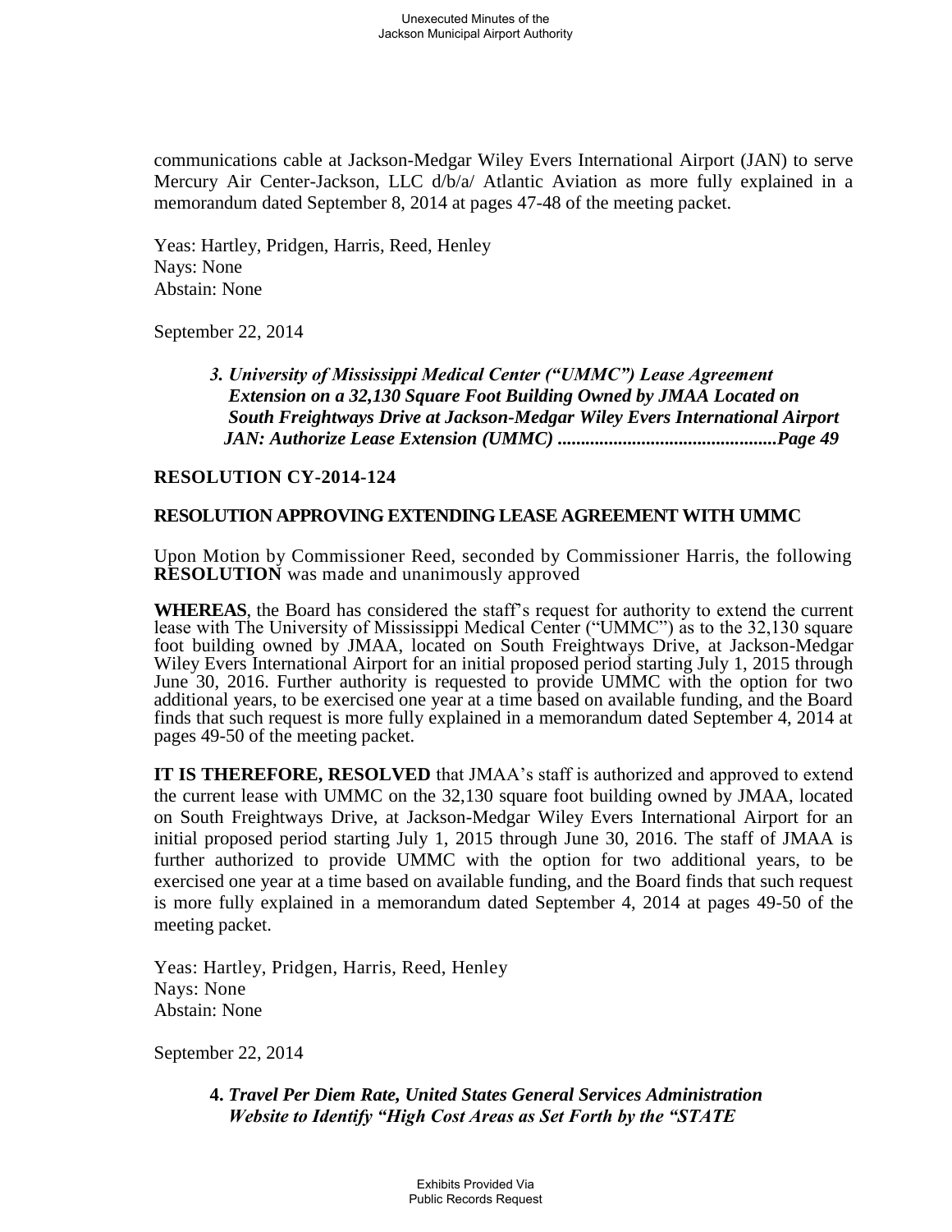communications cable at Jackson-Medgar Wiley Evers International Airport (JAN) to serve Mercury Air Center-Jackson, LLC d/b/a/ Atlantic Aviation as more fully explained in a memorandum dated September 8, 2014 at pages 47-48 of the meeting packet.

Yeas: Hartley, Pridgen, Harris, Reed, Henley
Nays: None
Abstain: None

September 22, 2014

> ***3. University of Mississippi Medical Center ("UMMC") Lease Agreement Extension on a 32,130 Square Foot Building Owned by JMAA Located on South Freightways Drive at Jackson-Medgar Wiley Evers International Airport JAN: Authorize Lease Extension (UMMC) ..............................................Page 49***

**RESOLUTION CY-2014-124**

**RESOLUTION APPROVING EXTENDING LEASE AGREEMENT WITH UMMC**

Upon Motion by Commissioner Reed, seconded by Commissioner Harris, the following **RESOLUTION** was made and unanimously approved

**WHEREAS**, the Board has considered the staff's request for authority to extend the current lease with The University of Mississippi Medical Center ("UMMC") as to the 32,130 square foot building owned by JMAA, located on South Freightways Drive, at Jackson-Medgar Wiley Evers International Airport for an initial proposed period starting July 1, 2015 through June 30, 2016. Further authority is requested to provide UMMC with the option for two additional years, to be exercised one year at a time based on available funding, and the Board finds that such request is more fully explained in a memorandum dated September 4, 2014 at pages 49-50 of the meeting packet.

**IT IS THEREFORE, RESOLVED** that JMAA's staff is authorized and approved to extend the current lease with UMMC on the 32,130 square foot building owned by JMAA, located on South Freightways Drive, at Jackson-Medgar Wiley Evers International Airport for an initial proposed period starting July 1, 2015 through June 30, 2016. The staff of JMAA is further authorized to provide UMMC with the option for two additional years, to be exercised one year at a time based on available funding, and the Board finds that such request is more fully explained in a memorandum dated September 4, 2014 at pages 49-50 of the meeting packet.

Yeas: Hartley, Pridgen, Harris, Reed, Henley
Nays: None
Abstain: None

September 22, 2014

> **4.** ***Travel Per Diem Rate, United States General Services Administration Website to Identify "High Cost Areas as Set Forth by the "STATE***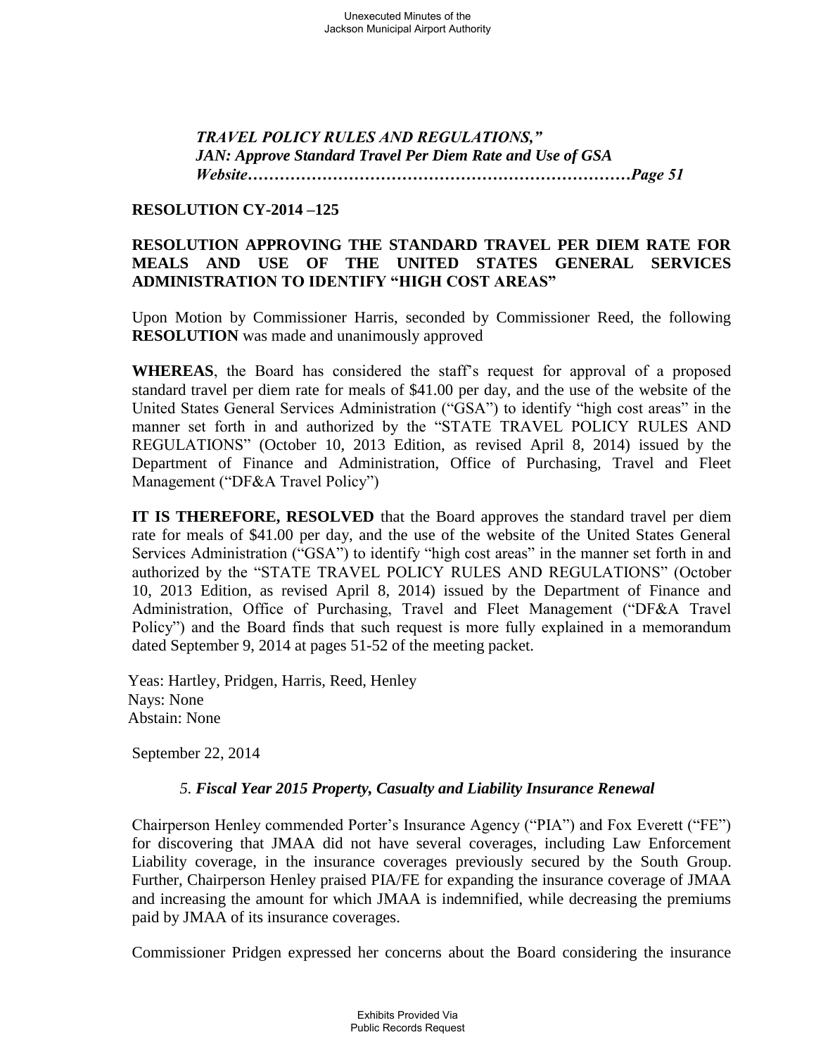*TRAVEL POLICY RULES AND REGULATIONS," JAN: Approve Standard Travel Per Diem Rate and Use of GSA Website……………………………………………………………Page 51*

**RESOLUTION CY-2014 –125**

**RESOLUTION APPROVING THE STANDARD TRAVEL PER DIEM RATE FOR MEALS AND USE OF THE UNITED STATES GENERAL SERVICES ADMINISTRATION TO IDENTIFY "HIGH COST AREAS"**

Upon Motion by Commissioner Harris, seconded by Commissioner Reed, the following **RESOLUTION** was made and unanimously approved

**WHEREAS**, the Board has considered the staff's request for approval of a proposed standard travel per diem rate for meals of $41.00 per day, and the use of the website of the United States General Services Administration ("GSA") to identify "high cost areas" in the manner set forth in and authorized by the "STATE TRAVEL POLICY RULES AND REGULATIONS" (October 10, 2013 Edition, as revised April 8, 2014) issued by the Department of Finance and Administration, Office of Purchasing, Travel and Fleet Management ("DF&A Travel Policy")

**IT IS THEREFORE, RESOLVED** that the Board approves the standard travel per diem rate for meals of $41.00 per day, and the use of the website of the United States General Services Administration ("GSA") to identify "high cost areas" in the manner set forth in and authorized by the "STATE TRAVEL POLICY RULES AND REGULATIONS" (October 10, 2013 Edition, as revised April 8, 2014) issued by the Department of Finance and Administration, Office of Purchasing, Travel and Fleet Management ("DF&A Travel Policy") and the Board finds that such request is more fully explained in a memorandum dated September 9, 2014 at pages 51-52 of the meeting packet.

Yeas: Hartley, Pridgen, Harris, Reed, Henley
Nays: None
Abstain: None

September 22, 2014

### 5. *Fiscal Year 2015 Property, Casualty and Liability Insurance Renewal*

Chairperson Henley commended Porter's Insurance Agency ("PIA") and Fox Everett ("FE") for discovering that JMAA did not have several coverages, including Law Enforcement Liability coverage, in the insurance coverages previously secured by the South Group. Further, Chairperson Henley praised PIA/FE for expanding the insurance coverage of JMAA and increasing the amount for which JMAA is indemnified, while decreasing the premiums paid by JMAA of its insurance coverages.

Commissioner Pridgen expressed her concerns about the Board considering the insurance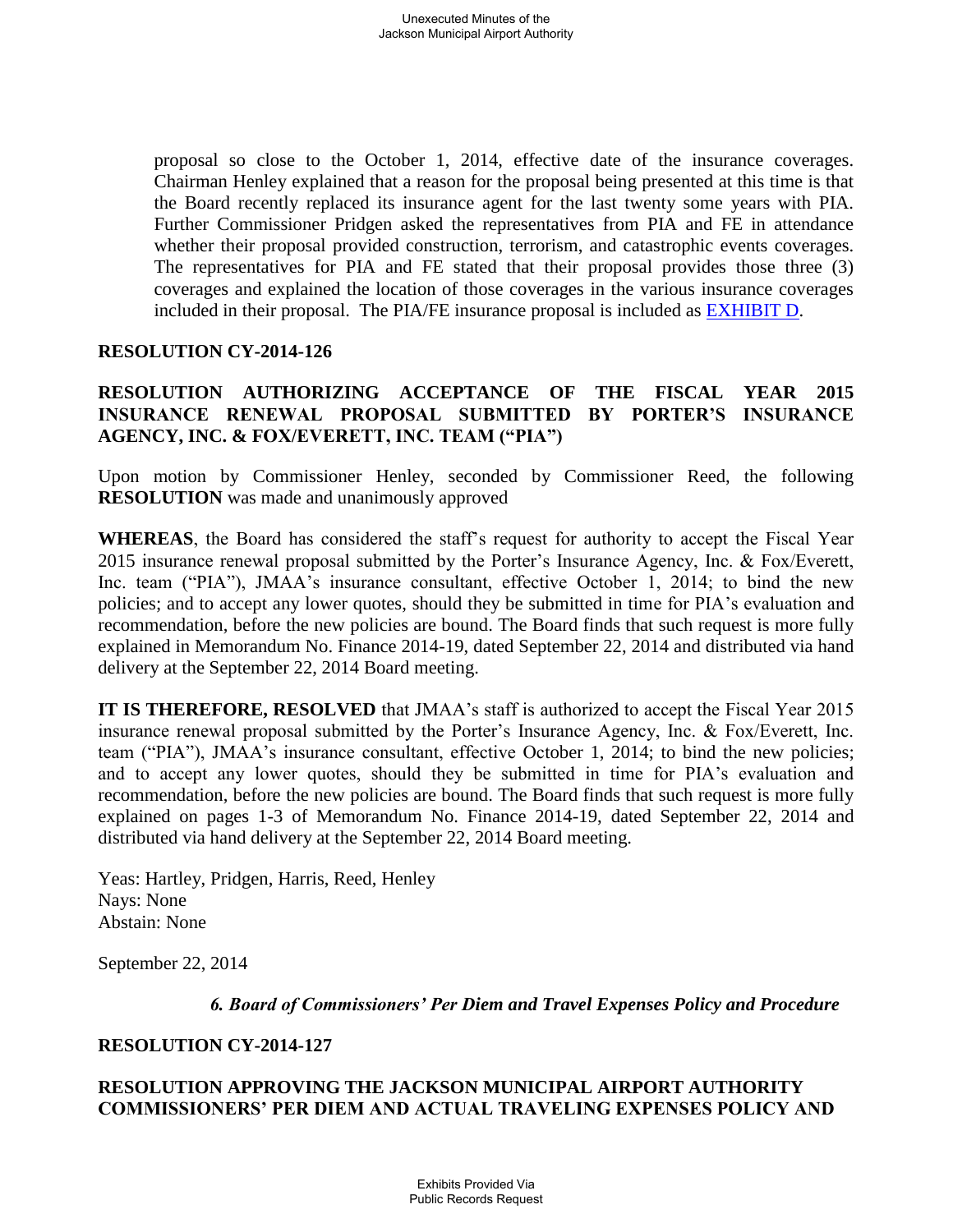proposal so close to the October 1, 2014, effective date of the insurance coverages. Chairman Henley explained that a reason for the proposal being presented at this time is that the Board recently replaced its insurance agent for the last twenty some years with PIA. Further Commissioner Pridgen asked the representatives from PIA and FE in attendance whether their proposal provided construction, terrorism, and catastrophic events coverages. The representatives for PIA and FE stated that their proposal provides those three (3) coverages and explained the location of those coverages in the various insurance coverages included in their proposal. The PIA/FE insurance proposal is included as EXHIBIT D.

**RESOLUTION CY-2014-126**

**RESOLUTION AUTHORIZING ACCEPTANCE OF THE FISCAL YEAR 2015 INSURANCE RENEWAL PROPOSAL SUBMITTED BY PORTER'S INSURANCE AGENCY, INC. & FOX/EVERETT, INC. TEAM ("PIA")**

Upon motion by Commissioner Henley, seconded by Commissioner Reed, the following **RESOLUTION** was made and unanimously approved

**WHEREAS**, the Board has considered the staff's request for authority to accept the Fiscal Year 2015 insurance renewal proposal submitted by the Porter's Insurance Agency, Inc. & Fox/Everett, Inc. team ("PIA"), JMAA's insurance consultant, effective October 1, 2014; to bind the new policies; and to accept any lower quotes, should they be submitted in time for PIA's evaluation and recommendation, before the new policies are bound. The Board finds that such request is more fully explained in Memorandum No. Finance 2014-19, dated September 22, 2014 and distributed via hand delivery at the September 22, 2014 Board meeting.

**IT IS THEREFORE, RESOLVED** that JMAA's staff is authorized to accept the Fiscal Year 2015 insurance renewal proposal submitted by the Porter's Insurance Agency, Inc. & Fox/Everett, Inc. team ("PIA"), JMAA's insurance consultant, effective October 1, 2014; to bind the new policies; and to accept any lower quotes, should they be submitted in time for PIA's evaluation and recommendation, before the new policies are bound. The Board finds that such request is more fully explained on pages 1-3 of Memorandum No. Finance 2014-19, dated September 22, 2014 and distributed via hand delivery at the September 22, 2014 Board meeting.

Yeas: Hartley, Pridgen, Harris, Reed, Henley
Nays: None
Abstain: None

September 22, 2014

***6. Board of Commissioners' Per Diem and Travel Expenses Policy and Procedure***

**RESOLUTION CY-2014-127**

**RESOLUTION APPROVING THE JACKSON MUNICIPAL AIRPORT AUTHORITY COMMISSIONERS' PER DIEM AND ACTUAL TRAVELING EXPENSES POLICY AND**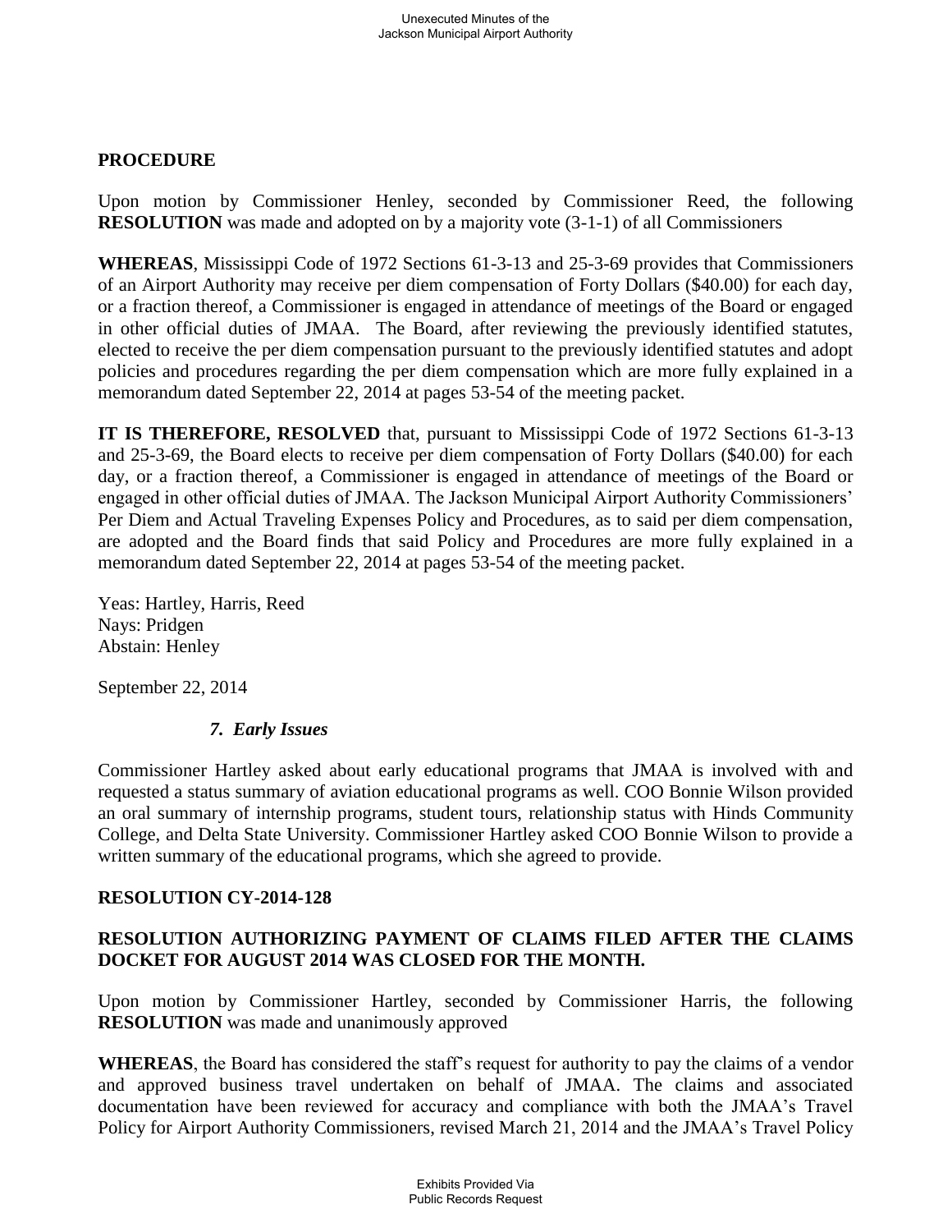**PROCEDURE**

Upon motion by Commissioner Henley, seconded by Commissioner Reed, the following **RESOLUTION** was made and adopted on by a majority vote (3-1-1) of all Commissioners

**WHEREAS**, Mississippi Code of 1972 Sections 61-3-13 and 25-3-69 provides that Commissioners of an Airport Authority may receive per diem compensation of Forty Dollars ($40.00) for each day, or a fraction thereof, a Commissioner is engaged in attendance of meetings of the Board or engaged in other official duties of JMAA. The Board, after reviewing the previously identified statutes, elected to receive the per diem compensation pursuant to the previously identified statutes and adopt policies and procedures regarding the per diem compensation which are more fully explained in a memorandum dated September 22, 2014 at pages 53-54 of the meeting packet.

**IT IS THEREFORE, RESOLVED** that, pursuant to Mississippi Code of 1972 Sections 61-3-13 and 25-3-69, the Board elects to receive per diem compensation of Forty Dollars ($40.00) for each day, or a fraction thereof, a Commissioner is engaged in attendance of meetings of the Board or engaged in other official duties of JMAA. The Jackson Municipal Airport Authority Commissioners' Per Diem and Actual Traveling Expenses Policy and Procedures, as to said per diem compensation, are adopted and the Board finds that said Policy and Procedures are more fully explained in a memorandum dated September 22, 2014 at pages 53-54 of the meeting packet.

Yeas: Hartley, Harris, Reed
Nays: Pridgen
Abstain: Henley

September 22, 2014

### *7. Early Issues*

Commissioner Hartley asked about early educational programs that JMAA is involved with and requested a status summary of aviation educational programs as well. COO Bonnie Wilson provided an oral summary of internship programs, student tours, relationship status with Hinds Community College, and Delta State University. Commissioner Hartley asked COO Bonnie Wilson to provide a written summary of the educational programs, which she agreed to provide.

**RESOLUTION CY-2014-128**

**RESOLUTION AUTHORIZING PAYMENT OF CLAIMS FILED AFTER THE CLAIMS DOCKET FOR AUGUST 2014 WAS CLOSED FOR THE MONTH.**

Upon motion by Commissioner Hartley, seconded by Commissioner Harris, the following **RESOLUTION** was made and unanimously approved

**WHEREAS**, the Board has considered the staff's request for authority to pay the claims of a vendor and approved business travel undertaken on behalf of JMAA. The claims and associated documentation have been reviewed for accuracy and compliance with both the JMAA's Travel Policy for Airport Authority Commissioners, revised March 21, 2014 and the JMAA's Travel Policy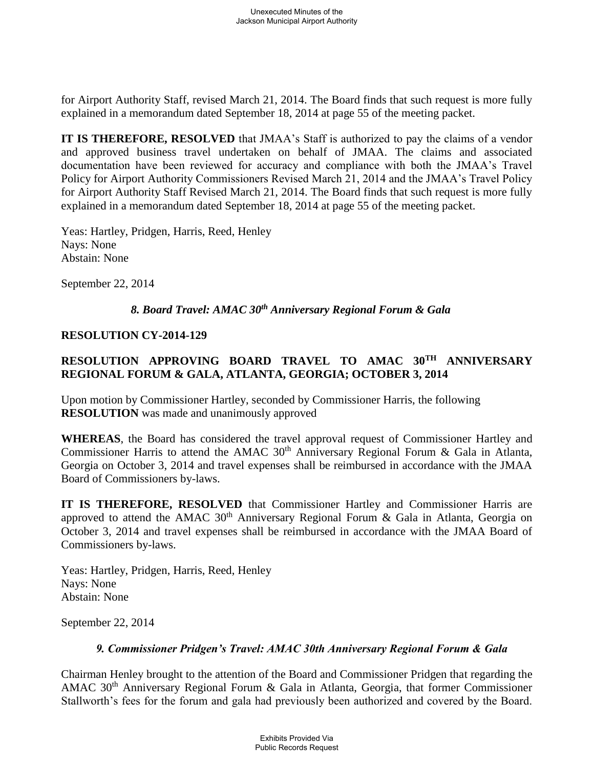for Airport Authority Staff, revised March 21, 2014. The Board finds that such request is more fully explained in a memorandum dated September 18, 2014 at page 55 of the meeting packet.

**IT IS THEREFORE, RESOLVED** that JMAA's Staff is authorized to pay the claims of a vendor and approved business travel undertaken on behalf of JMAA. The claims and associated documentation have been reviewed for accuracy and compliance with both the JMAA's Travel Policy for Airport Authority Commissioners Revised March 21, 2014 and the JMAA's Travel Policy for Airport Authority Staff Revised March 21, 2014. The Board finds that such request is more fully explained in a memorandum dated September 18, 2014 at page 55 of the meeting packet.

Yeas: Hartley, Pridgen, Harris, Reed, Henley
Nays: None
Abstain: None

September 22, 2014

### *8. Board Travel: AMAC 30th Anniversary Regional Forum & Gala*

**RESOLUTION CY-2014-129**

**RESOLUTION APPROVING BOARD TRAVEL TO AMAC 30TH ANNIVERSARY REGIONAL FORUM & GALA, ATLANTA, GEORGIA; OCTOBER 3, 2014**

Upon motion by Commissioner Hartley, seconded by Commissioner Harris, the following **RESOLUTION** was made and unanimously approved

**WHEREAS**, the Board has considered the travel approval request of Commissioner Hartley and Commissioner Harris to attend the AMAC 30th Anniversary Regional Forum & Gala in Atlanta, Georgia on October 3, 2014 and travel expenses shall be reimbursed in accordance with the JMAA Board of Commissioners by-laws.

**IT IS THEREFORE, RESOLVED** that Commissioner Hartley and Commissioner Harris are approved to attend the AMAC 30th Anniversary Regional Forum & Gala in Atlanta, Georgia on October 3, 2014 and travel expenses shall be reimbursed in accordance with the JMAA Board of Commissioners by-laws.

Yeas: Hartley, Pridgen, Harris, Reed, Henley
Nays: None
Abstain: None

September 22, 2014

### *9. Commissioner Pridgen's Travel: AMAC 30th Anniversary Regional Forum & Gala*

Chairman Henley brought to the attention of the Board and Commissioner Pridgen that regarding the AMAC 30th Anniversary Regional Forum & Gala in Atlanta, Georgia, that former Commissioner Stallworth's fees for the forum and gala had previously been authorized and covered by the Board.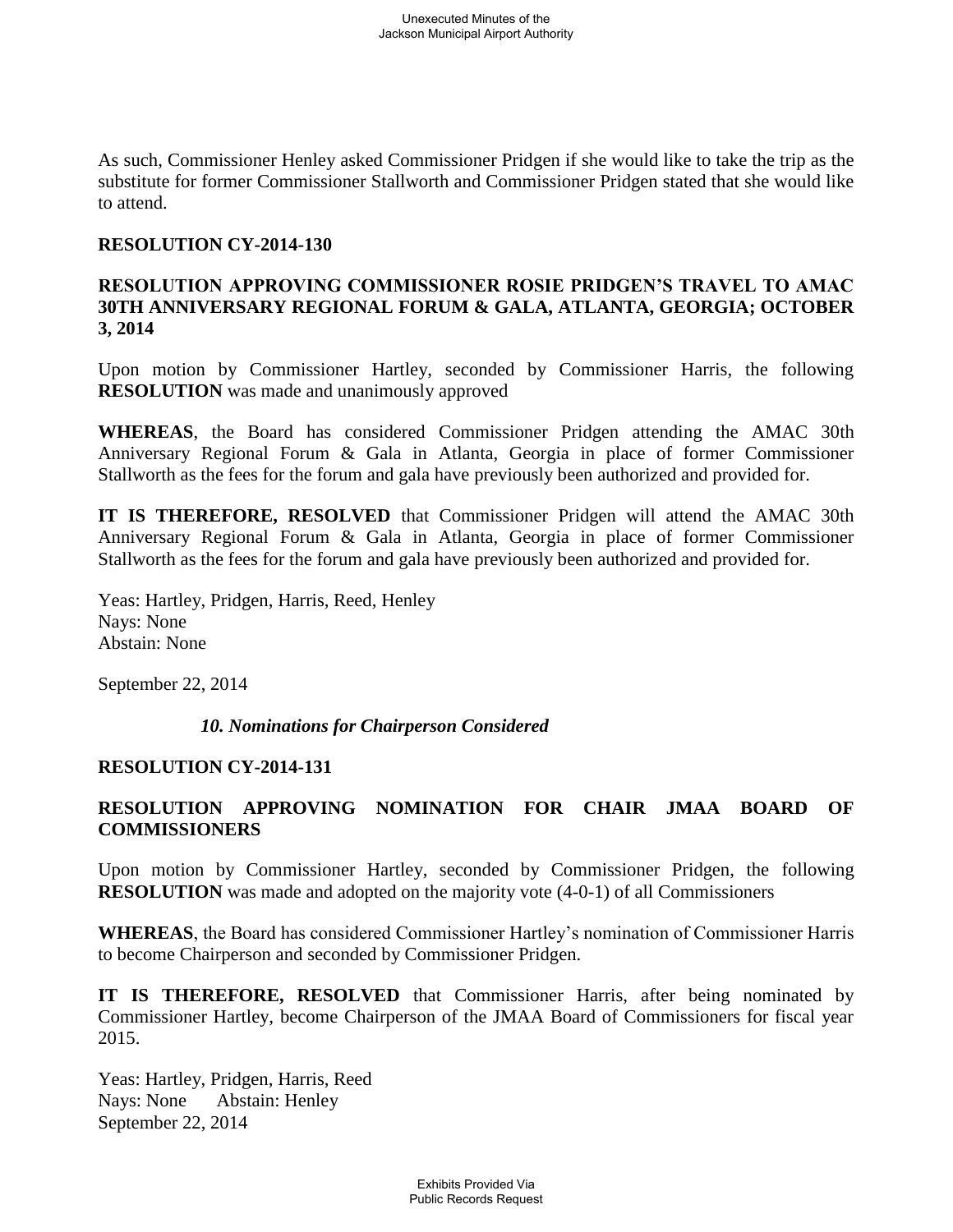As such, Commissioner Henley asked Commissioner Pridgen if she would like to take the trip as the substitute for former Commissioner Stallworth and Commissioner Pridgen stated that she would like to attend.

**RESOLUTION CY-2014-130**

**RESOLUTION APPROVING COMMISSIONER ROSIE PRIDGEN'S TRAVEL TO AMAC 30TH ANNIVERSARY REGIONAL FORUM & GALA, ATLANTA, GEORGIA; OCTOBER 3, 2014**

Upon motion by Commissioner Hartley, seconded by Commissioner Harris, the following **RESOLUTION** was made and unanimously approved

**WHEREAS**, the Board has considered Commissioner Pridgen attending the AMAC 30th Anniversary Regional Forum & Gala in Atlanta, Georgia in place of former Commissioner Stallworth as the fees for the forum and gala have previously been authorized and provided for.

**IT IS THEREFORE, RESOLVED** that Commissioner Pridgen will attend the AMAC 30th Anniversary Regional Forum & Gala in Atlanta, Georgia in place of former Commissioner Stallworth as the fees for the forum and gala have previously been authorized and provided for.

Yeas: Hartley, Pridgen, Harris, Reed, Henley
Nays: None
Abstain: None

September 22, 2014

***10. Nominations for Chairperson Considered***

**RESOLUTION CY-2014-131**

**RESOLUTION APPROVING NOMINATION FOR CHAIR JMAA BOARD OF COMMISSIONERS**

Upon motion by Commissioner Hartley, seconded by Commissioner Pridgen, the following **RESOLUTION** was made and adopted on the majority vote (4-0-1) of all Commissioners

**WHEREAS**, the Board has considered Commissioner Hartley's nomination of Commissioner Harris to become Chairperson and seconded by Commissioner Pridgen.

**IT IS THEREFORE, RESOLVED** that Commissioner Harris, after being nominated by Commissioner Hartley, become Chairperson of the JMAA Board of Commissioners for fiscal year 2015.

Yeas: Hartley, Pridgen, Harris, Reed
Nays: None Abstain: Henley
September 22, 2014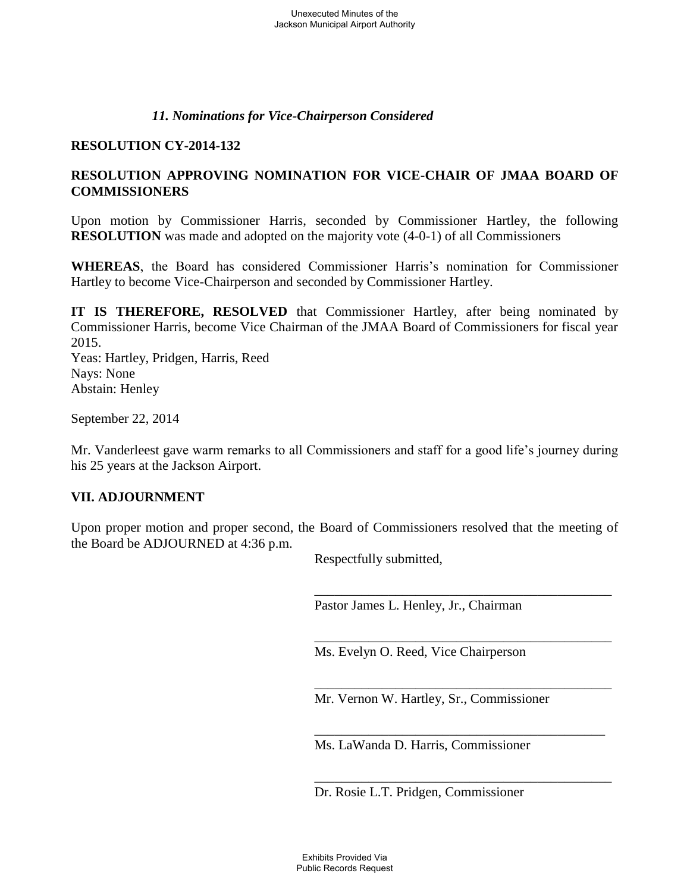### *11. Nominations for Vice-Chairperson Considered*

**RESOLUTION CY-2014-132**

**RESOLUTION APPROVING NOMINATION FOR VICE-CHAIR OF JMAA BOARD OF COMMISSIONERS**

Upon motion by Commissioner Harris, seconded by Commissioner Hartley, the following **RESOLUTION** was made and adopted on the majority vote (4-0-1) of all Commissioners

**WHEREAS**, the Board has considered Commissioner Harris's nomination for Commissioner Hartley to become Vice-Chairperson and seconded by Commissioner Hartley.

**IT IS THEREFORE, RESOLVED** that Commissioner Hartley, after being nominated by Commissioner Harris, become Vice Chairman of the JMAA Board of Commissioners for fiscal year 2015.
Yeas: Hartley, Pridgen, Harris, Reed
Nays: None
Abstain: Henley

September 22, 2014

Mr. Vanderleest gave warm remarks to all Commissioners and staff for a good life's journey during his 25 years at the Jackson Airport.

**VII. ADJOURNMENT**

Upon proper motion and proper second, the Board of Commissioners resolved that the meeting of the Board be ADJOURNED at 4:36 p.m.

Respectfully submitted,

_____________________________________________
Pastor James L. Henley, Jr., Chairman

_____________________________________________
Ms. Evelyn O. Reed, Vice Chairperson

_____________________________________________
Mr. Vernon W. Hartley, Sr., Commissioner

_____________________________________________
Ms. LaWanda D. Harris, Commissioner

_____________________________________________
Dr. Rosie L.T. Pridgen, Commissioner